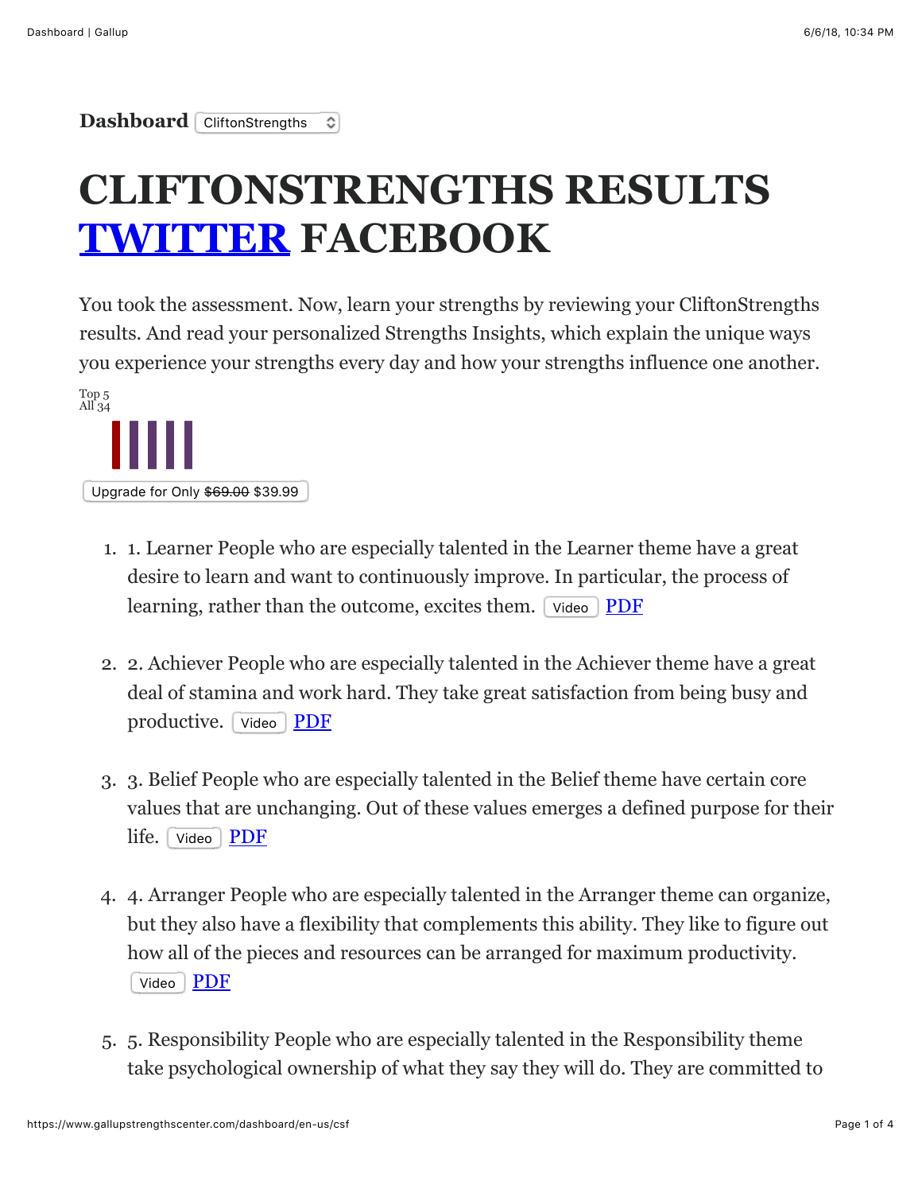**Dashboard** CliftonStrengths

# CLIFTONSTRENGTHS RESULTS [TWITTER]() FACEBOOK

You took the assessment. Now, learn your strengths by reviewing your CliftonStrengths results. And read your personalized Strengths Insights, which explain the unique ways you experience your strengths every day and how your strengths influence one another.

Top 5
All 34

Upgrade for Only ~~$69.00~~ $39.99

1. 1. Learner People who are especially talented in the Learner theme have a great desire to learn and want to continuously improve. In particular, the process of learning, rather than the outcome, excites them. Video [PDF]()

2. 2. Achiever People who are especially talented in the Achiever theme have a great deal of stamina and work hard. They take great satisfaction from being busy and productive. Video [PDF]()

3. 3. Belief People who are especially talented in the Belief theme have certain core values that are unchanging. Out of these values emerges a defined purpose for their life. Video [PDF]()

4. 4. Arranger People who are especially talented in the Arranger theme can organize, but they also have a flexibility that complements this ability. They like to figure out how all of the pieces and resources can be arranged for maximum productivity. Video [PDF]()

5. 5. Responsibility People who are especially talented in the Responsibility theme take psychological ownership of what they say they will do. They are committed to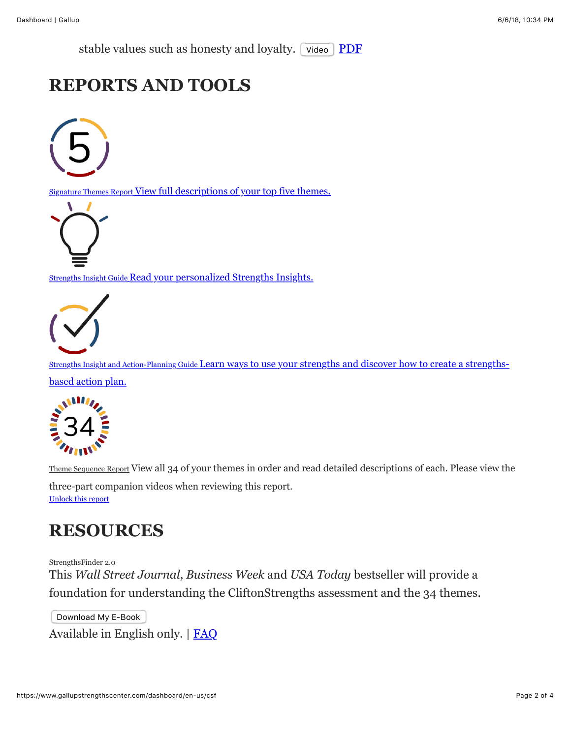stable values such as honesty and loyalty. Video PDF

# REPORTS AND TOOLS

Signature Themes Report View full descriptions of your top five themes.

Strengths Insight Guide Read your personalized Strengths Insights.

Strengths Insight and Action-Planning Guide Learn ways to use your strengths and discover how to create a strengths-based action plan.

Theme Sequence Report View all 34 of your themes in order and read detailed descriptions of each. Please view the three-part companion videos when reviewing this report.
Unlock this report

# RESOURCES

StrengthsFinder 2.0
This *Wall Street Journal*, *Business Week* and *USA Today* bestseller will provide a foundation for understanding the CliftonStrengths assessment and the 34 themes.

Download My E-Book

Available in English only. | FAQ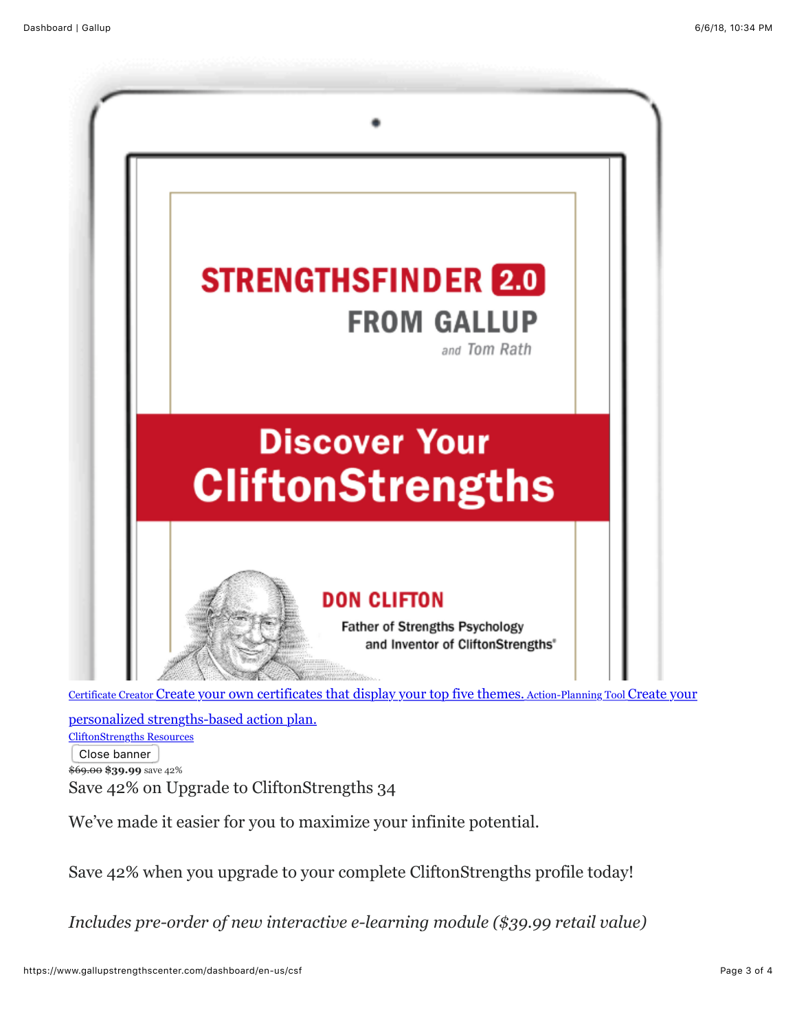STRENGTHSFINDER 2.0

FROM GALLUP

and Tom Rath

Discover Your CliftonStrengths

DON CLIFTON

Father of Strengths Psychology and Inventor of CliftonStrengths®

[Certificate Creator Create your own certificates that display your top five themes.] [Action-Planning Tool Create your personalized strengths-based action plan.]

[CliftonStrengths Resources]

Close banner

~~$69.00~~ **$39.99** save 42%

Save 42% on Upgrade to CliftonStrengths 34

We've made it easier for you to maximize your infinite potential.

Save 42% when you upgrade to your complete CliftonStrengths profile today!

*Includes pre-order of new interactive e-learning module ($39.99 retail value)*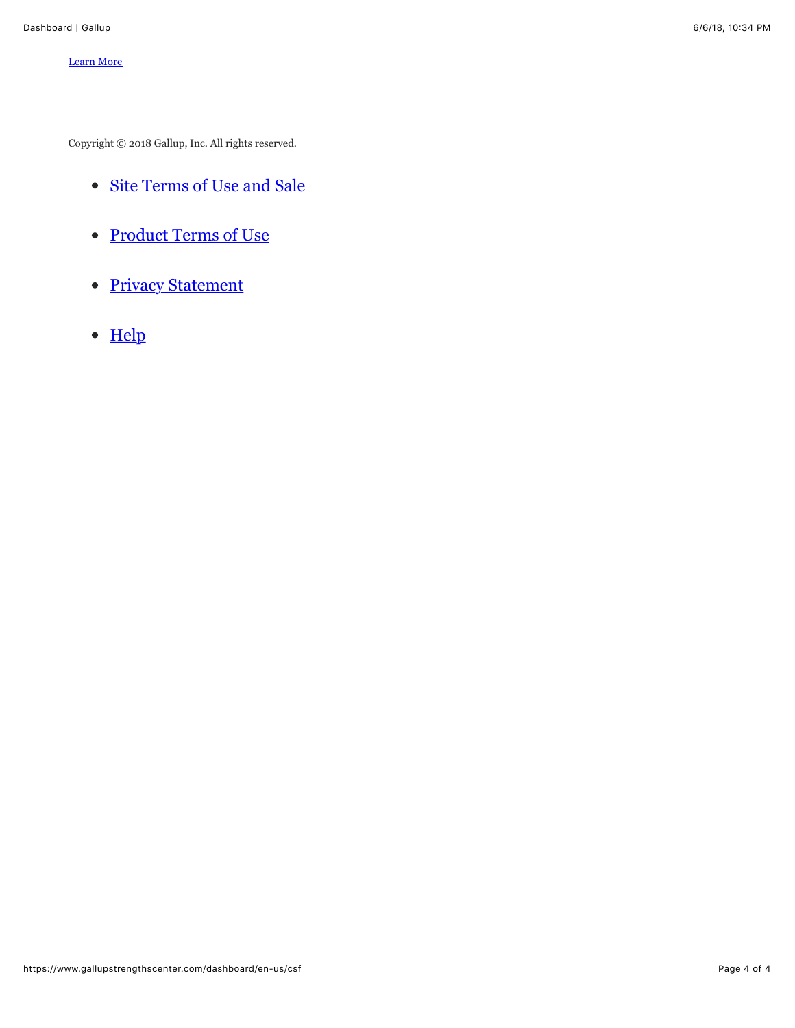Learn More

Copyright © 2018 Gallup, Inc. All rights reserved.

- Site Terms of Use and Sale
- Product Terms of Use
- Privacy Statement
- Help